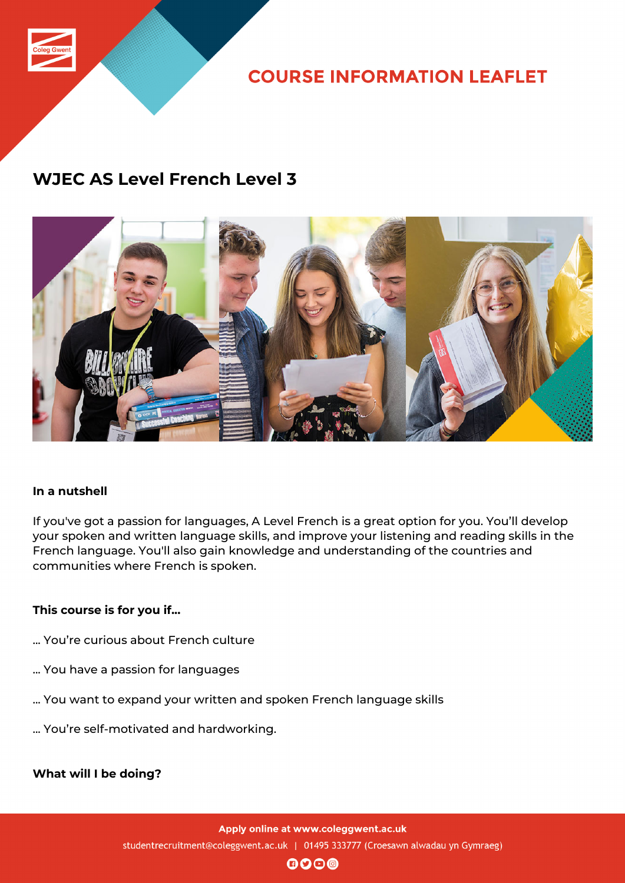# COURSE INFORMATION LEAFLET

## WJEC AS Level French Level 3

**In a nutshell**

If you've got a passion for languages, A Level French is a great option for you. You'll develop your spoken and written language skills, and improve your listening and reading skills in the French language. You'll also gain knowledge and understanding of the countries and communities where French is spoken.

**This course is for you if...**

... You're curious about French culture

... You have a passion for languages

... You want to expand your written and spoken French language skills

... You're self-motivated and hardworking.

**What will I be doing?**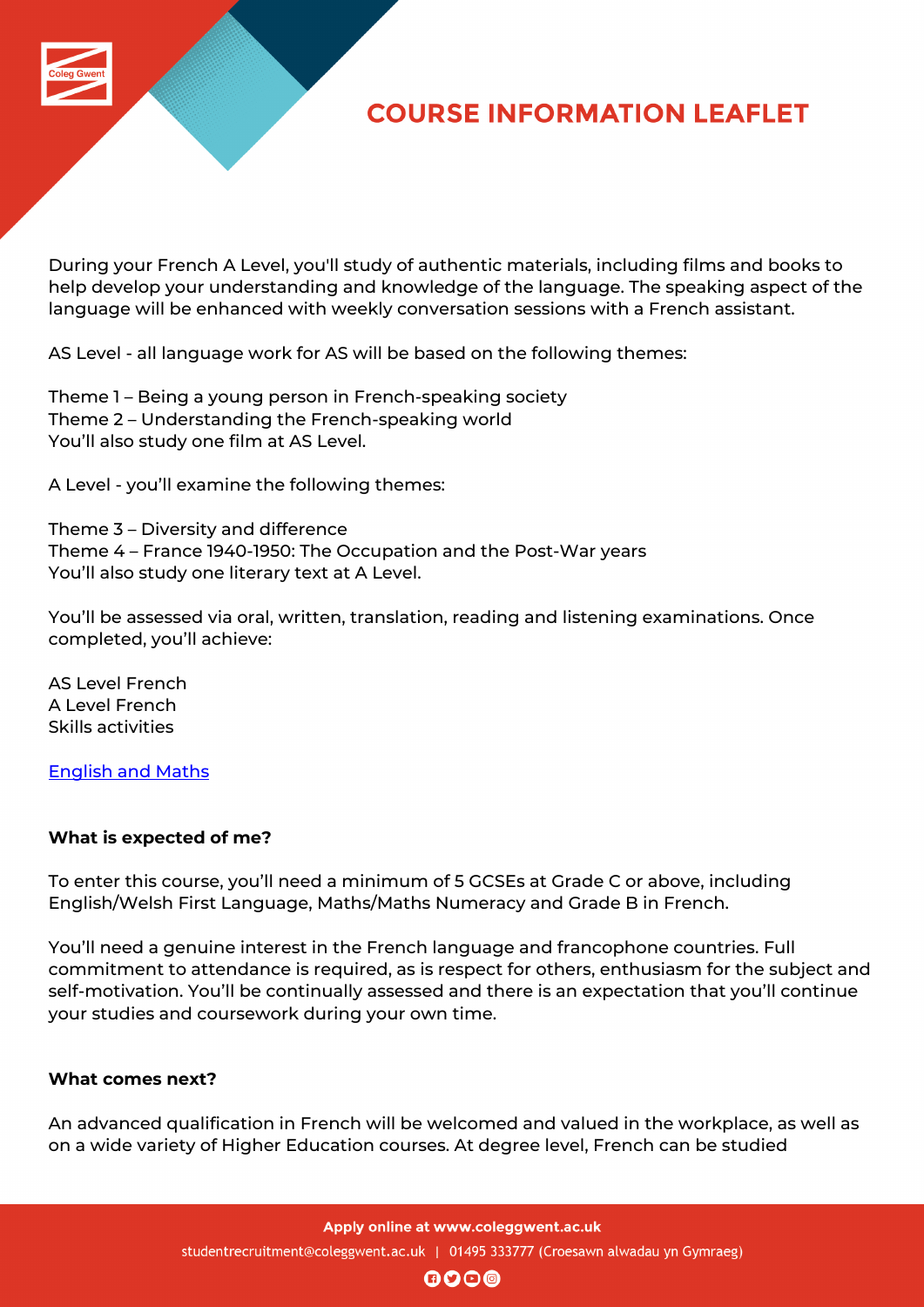# COURSE INFORMATION LEAFLET

During your French A Level, you'll study of authentic materials, including films and books to help develop your understanding and knowledge of the language. The speaking aspect of the language will be enhanced with weekly conversation sessions with a French assistant.

AS Level - all language work for AS will be based on the following themes:

Theme 1 – Being a young person in French-speaking society
Theme 2 – Understanding the French-speaking world
You'll also study one film at AS Level.

A Level - you'll examine the following themes:

Theme 3 – Diversity and difference
Theme 4 – France 1940-1950: The Occupation and the Post-War years
You'll also study one literary text at A Level.

You'll be assessed via oral, written, translation, reading and listening examinations. Once completed, you'll achieve:

AS Level French
A Level French
Skills activities

[English and Maths]

**What is expected of me?**

To enter this course, you'll need a minimum of 5 GCSEs at Grade C or above, including English/Welsh First Language, Maths/Maths Numeracy and Grade B in French.

You'll need a genuine interest in the French language and francophone countries. Full commitment to attendance is required, as is respect for others, enthusiasm for the subject and self-motivation. You'll be continually assessed and there is an expectation that you'll continue your studies and coursework during your own time.

**What comes next?**

An advanced qualification in French will be welcomed and valued in the workplace, as well as on a wide variety of Higher Education courses. At degree level, French can be studied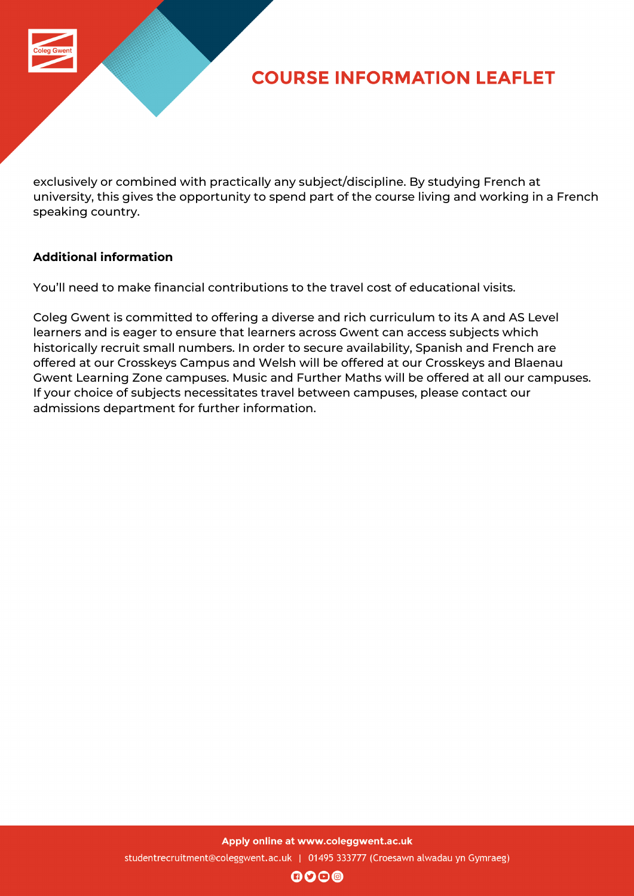exclusively or combined with practically any subject/discipline. By studying French at university, this gives the opportunity to spend part of the course living and working in a French speaking country.

**Additional information**

You'll need to make financial contributions to the travel cost of educational visits.

Coleg Gwent is committed to offering a diverse and rich curriculum to its A and AS Level learners and is eager to ensure that learners across Gwent can access subjects which historically recruit small numbers. In order to secure availability, Spanish and French are offered at our Crosskeys Campus and Welsh will be offered at our Crosskeys and Blaenau Gwent Learning Zone campuses. Music and Further Maths will be offered at all our campuses. If your choice of subjects necessitates travel between campuses, please contact our admissions department for further information.